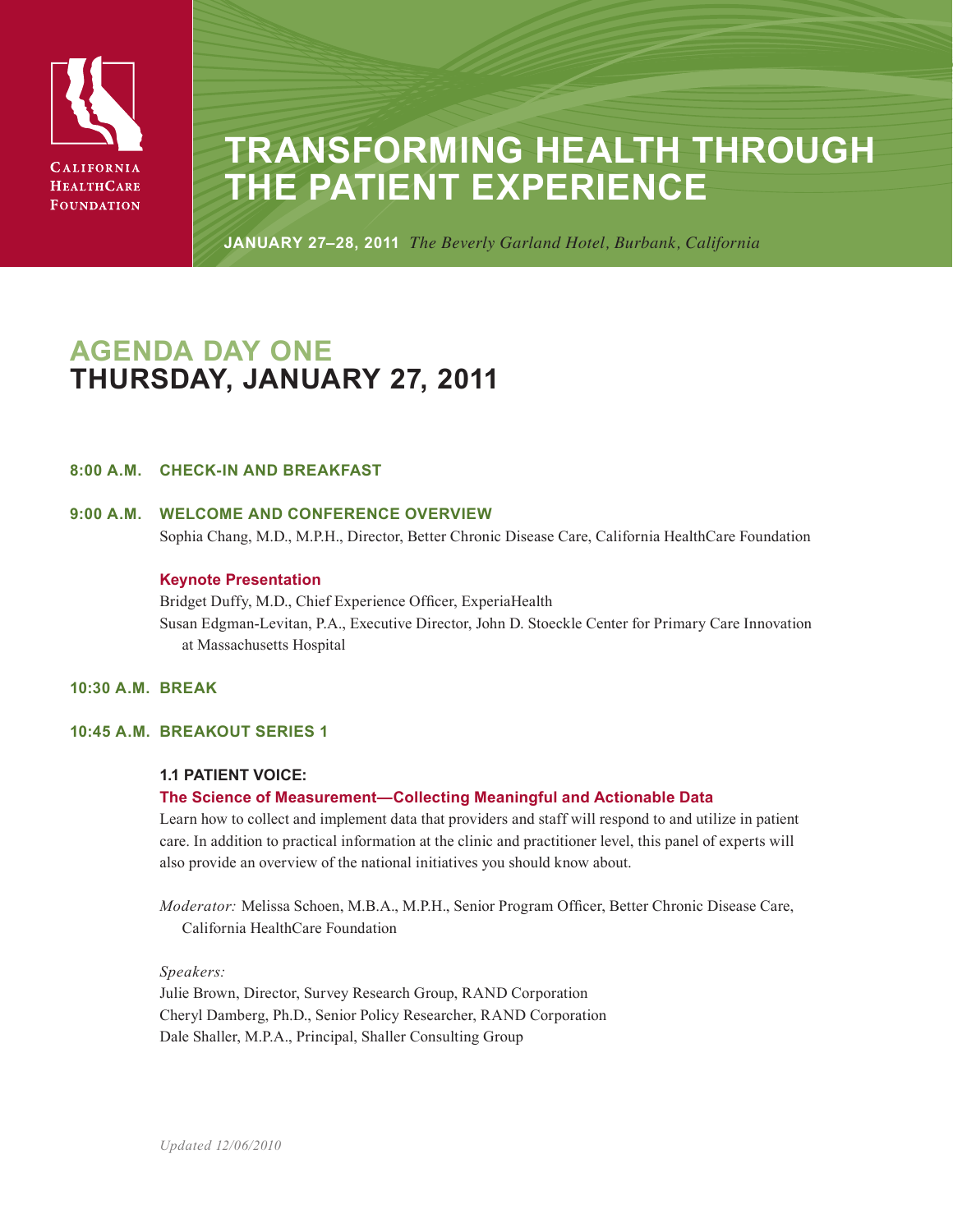California HealthCare Foundation

# TRANSFORMING HEALTH THROUGH THE PATIENT EXPERIENCE

**JANUARY 27–28, 2011** *The Beverly Garland Hotel, Burbank, California*

## AGENDA DAY ONE
## THURSDAY, JANUARY 27, 2011

**8:00 A.M. CHECK-IN AND BREAKFAST**

**9:00 A.M. WELCOME AND CONFERENCE OVERVIEW**

Sophia Chang, M.D., M.P.H., Director, Better Chronic Disease Care, California HealthCare Foundation

**Keynote Presentation**

Bridget Duffy, M.D., Chief Experience Officer, ExperiaHealth

Susan Edgman-Levitan, P.A., Executive Director, John D. Stoeckle Center for Primary Care Innovation at Massachusetts Hospital

**10:30 A.M. BREAK**

**10:45 A.M. BREAKOUT SERIES 1**

**1.1 PATIENT VOICE:**

**The Science of Measurement—Collecting Meaningful and Actionable Data**

Learn how to collect and implement data that providers and staff will respond to and utilize in patient care. In addition to practical information at the clinic and practitioner level, this panel of experts will also provide an overview of the national initiatives you should know about.

*Moderator:* Melissa Schoen, M.B.A., M.P.H., Senior Program Officer, Better Chronic Disease Care, California HealthCare Foundation

*Speakers:*

Julie Brown, Director, Survey Research Group, RAND Corporation

Cheryl Damberg, Ph.D., Senior Policy Researcher, RAND Corporation

Dale Shaller, M.P.A., Principal, Shaller Consulting Group

*Updated 12/06/2010*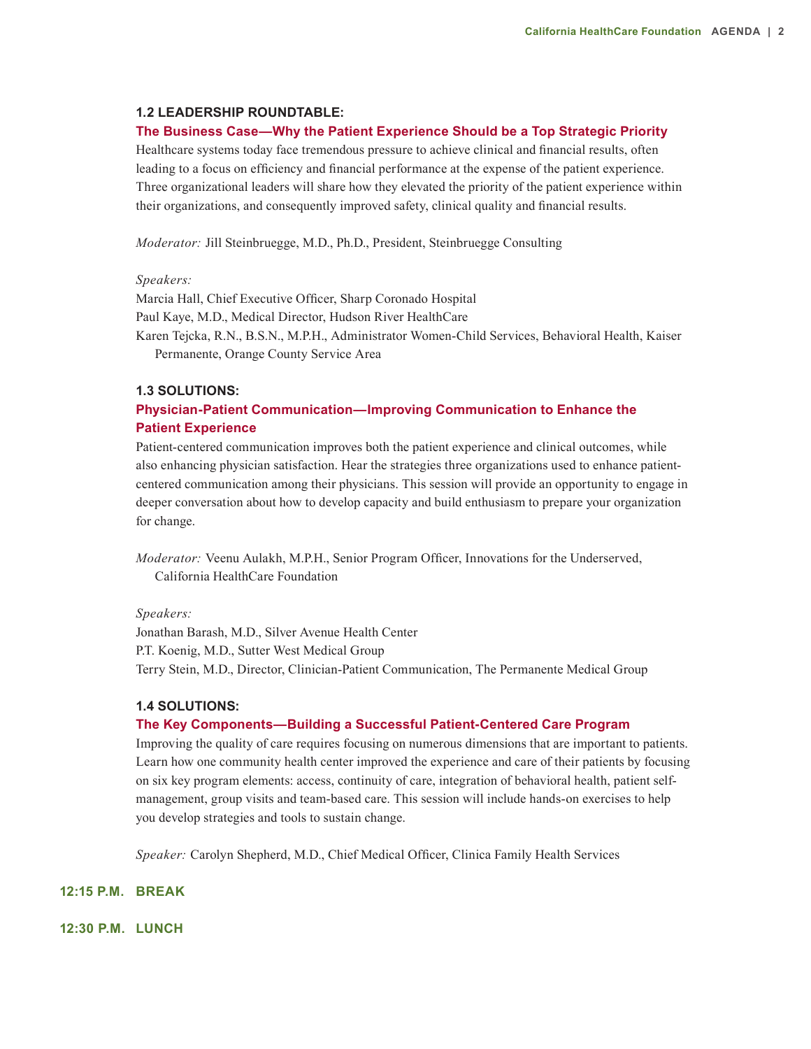### 1.2 LEADERSHIP ROUNDTABLE:

**The Business Case—Why the Patient Experience Should be a Top Strategic Priority**

Healthcare systems today face tremendous pressure to achieve clinical and financial results, often leading to a focus on efficiency and financial performance at the expense of the patient experience. Three organizational leaders will share how they elevated the priority of the patient experience within their organizations, and consequently improved safety, clinical quality and financial results.

*Moderator:* Jill Steinbruegge, M.D., Ph.D., President, Steinbruegge Consulting

*Speakers:*

Marcia Hall, Chief Executive Officer, Sharp Coronado Hospital
Paul Kaye, M.D., Medical Director, Hudson River HealthCare
Karen Tejcka, R.N., B.S.N., M.P.H., Administrator Women-Child Services, Behavioral Health, Kaiser Permanente, Orange County Service Area

### 1.3 SOLUTIONS:

**Physician-Patient Communication—Improving Communication to Enhance the Patient Experience**

Patient-centered communication improves both the patient experience and clinical outcomes, while also enhancing physician satisfaction. Hear the strategies three organizations used to enhance patient-centered communication among their physicians. This session will provide an opportunity to engage in deeper conversation about how to develop capacity and build enthusiasm to prepare your organization for change.

*Moderator:* Veenu Aulakh, M.P.H., Senior Program Officer, Innovations for the Underserved, California HealthCare Foundation

*Speakers:*

Jonathan Barash, M.D., Silver Avenue Health Center
P.T. Koenig, M.D., Sutter West Medical Group
Terry Stein, M.D., Director, Clinician-Patient Communication, The Permanente Medical Group

### 1.4 SOLUTIONS:

**The Key Components—Building a Successful Patient-Centered Care Program**

Improving the quality of care requires focusing on numerous dimensions that are important to patients. Learn how one community health center improved the experience and care of their patients by focusing on six key program elements: access, continuity of care, integration of behavioral health, patient self-management, group visits and team-based care. This session will include hands-on exercises to help you develop strategies and tools to sustain change.

*Speaker:* Carolyn Shepherd, M.D., Chief Medical Officer, Clinica Family Health Services

**12:15 P.M. BREAK**

**12:30 P.M. LUNCH**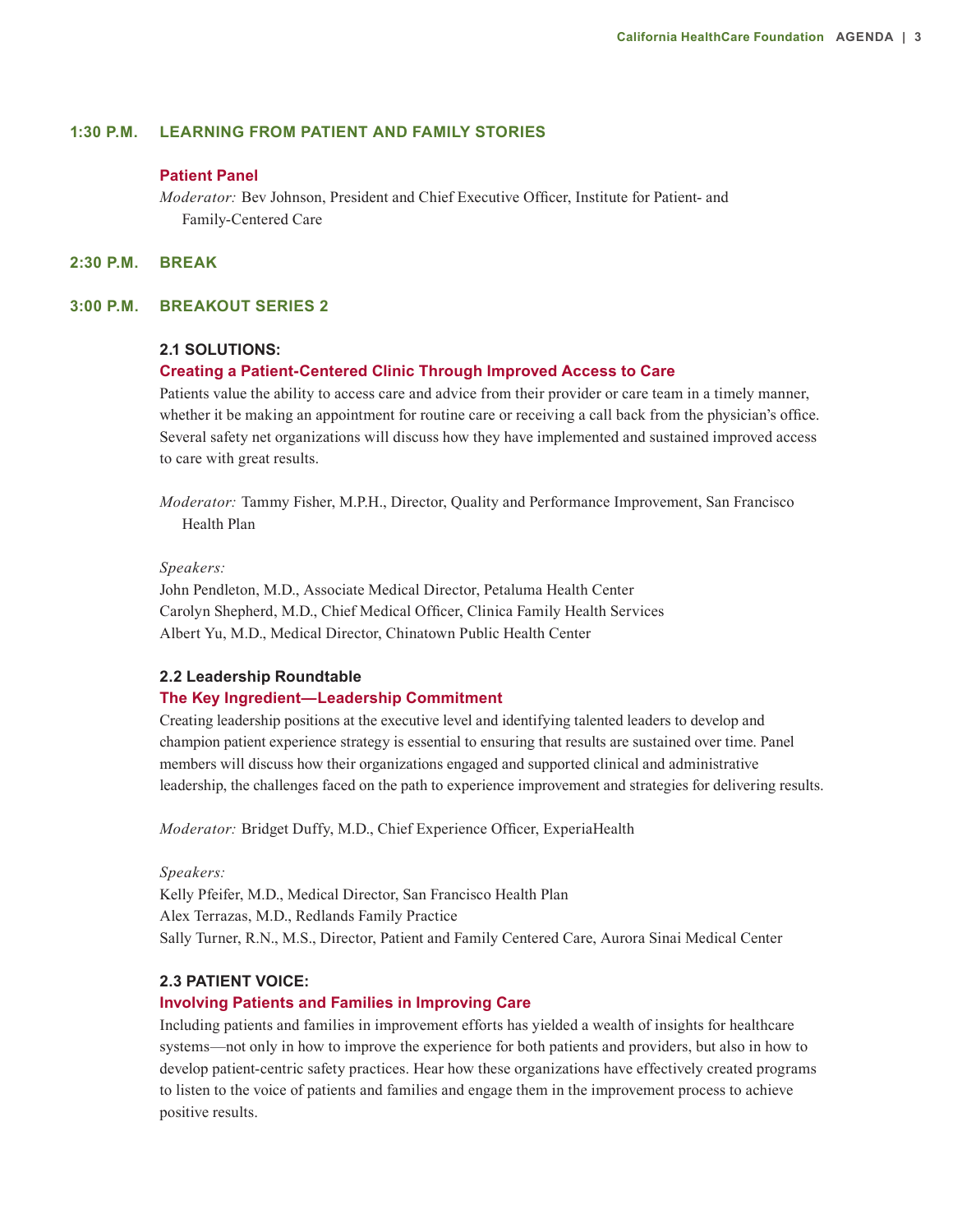## 1:30 P.M. LEARNING FROM PATIENT AND FAMILY STORIES

### Patient Panel

*Moderator:* Bev Johnson, President and Chief Executive Officer, Institute for Patient- and Family-Centered Care

## 2:30 P.M. BREAK

## 3:00 P.M. BREAKOUT SERIES 2

### 2.1 SOLUTIONS:

#### Creating a Patient-Centered Clinic Through Improved Access to Care

Patients value the ability to access care and advice from their provider or care team in a timely manner, whether it be making an appointment for routine care or receiving a call back from the physician's office. Several safety net organizations will discuss how they have implemented and sustained improved access to care with great results.

*Moderator:* Tammy Fisher, M.P.H., Director, Quality and Performance Improvement, San Francisco Health Plan

*Speakers:*

John Pendleton, M.D., Associate Medical Director, Petaluma Health Center
Carolyn Shepherd, M.D., Chief Medical Officer, Clinica Family Health Services
Albert Yu, M.D., Medical Director, Chinatown Public Health Center

### 2.2 Leadership Roundtable

#### The Key Ingredient—Leadership Commitment

Creating leadership positions at the executive level and identifying talented leaders to develop and champion patient experience strategy is essential to ensuring that results are sustained over time. Panel members will discuss how their organizations engaged and supported clinical and administrative leadership, the challenges faced on the path to experience improvement and strategies for delivering results.

*Moderator:* Bridget Duffy, M.D., Chief Experience Officer, ExperiaHealth

*Speakers:*

Kelly Pfeifer, M.D., Medical Director, San Francisco Health Plan
Alex Terrazas, M.D., Redlands Family Practice
Sally Turner, R.N., M.S., Director, Patient and Family Centered Care, Aurora Sinai Medical Center

### 2.3 PATIENT VOICE:

#### Involving Patients and Families in Improving Care

Including patients and families in improvement efforts has yielded a wealth of insights for healthcare systems—not only in how to improve the experience for both patients and providers, but also in how to develop patient-centric safety practices. Hear how these organizations have effectively created programs to listen to the voice of patients and families and engage them in the improvement process to achieve positive results.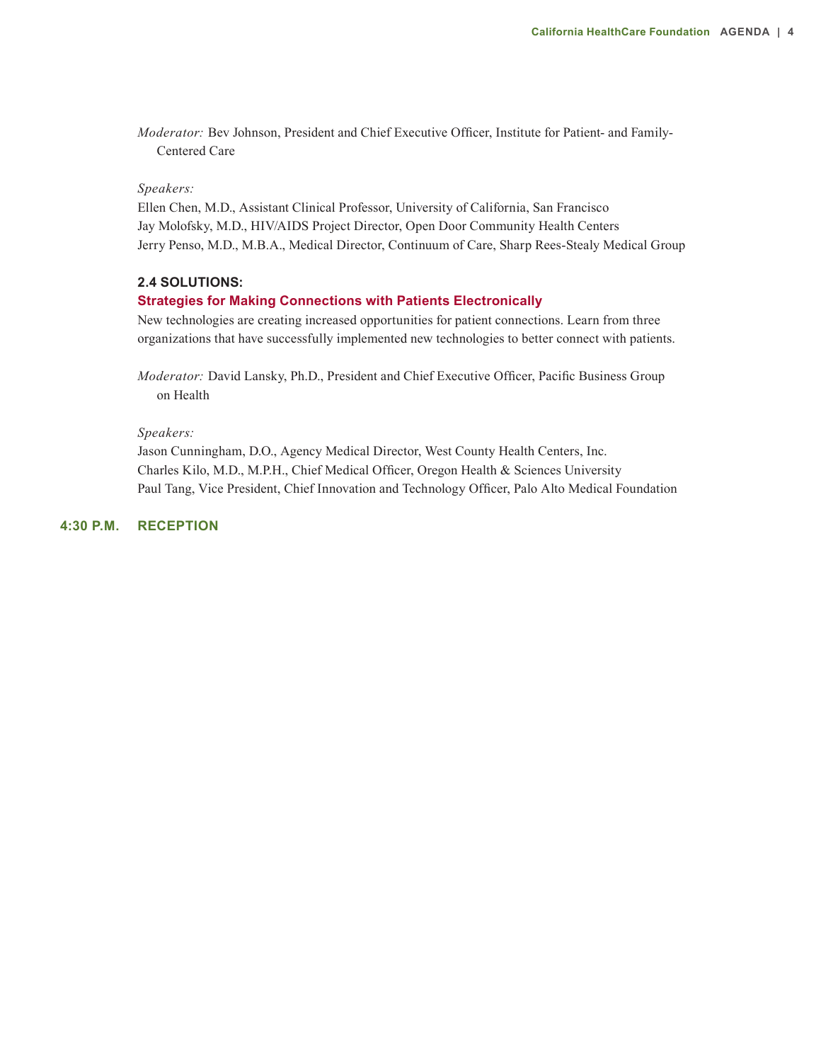*Moderator:* Bev Johnson, President and Chief Executive Officer, Institute for Patient- and Family-Centered Care

*Speakers:*
Ellen Chen, M.D., Assistant Clinical Professor, University of California, San Francisco
Jay Molofsky, M.D., HIV/AIDS Project Director, Open Door Community Health Centers
Jerry Penso, M.D., M.B.A., Medical Director, Continuum of Care, Sharp Rees-Stealy Medical Group

### 2.4 SOLUTIONS:

**Strategies for Making Connections with Patients Electronically**

New technologies are creating increased opportunities for patient connections. Learn from three organizations that have successfully implemented new technologies to better connect with patients.

*Moderator:* David Lansky, Ph.D., President and Chief Executive Officer, Pacific Business Group on Health

*Speakers:*
Jason Cunningham, D.O., Agency Medical Director, West County Health Centers, Inc.
Charles Kilo, M.D., M.P.H., Chief Medical Officer, Oregon Health & Sciences University
Paul Tang, Vice President, Chief Innovation and Technology Officer, Palo Alto Medical Foundation

## 4:30 P.M. RECEPTION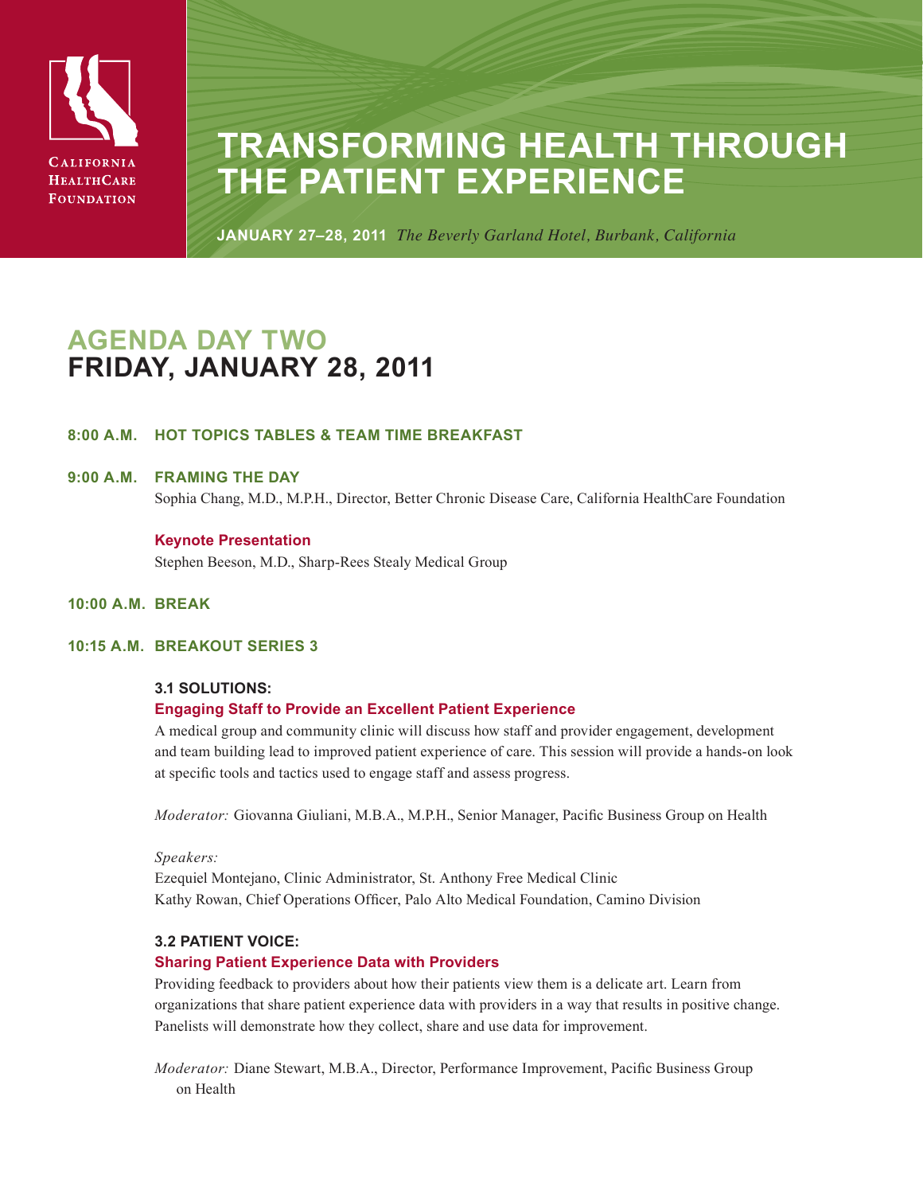California HealthCare Foundation

# TRANSFORMING HEALTH THROUGH THE PATIENT EXPERIENCE

**JANUARY 27–28, 2011** *The Beverly Garland Hotel, Burbank, California*

## AGENDA DAY TWO
## FRIDAY, JANUARY 28, 2011

**8:00 A.M.** **HOT TOPICS TABLES & TEAM TIME BREAKFAST**

**9:00 A.M.** **FRAMING THE DAY**

Sophia Chang, M.D., M.P.H., Director, Better Chronic Disease Care, California HealthCare Foundation

**Keynote Presentation**

Stephen Beeson, M.D., Sharp-Rees Stealy Medical Group

**10:00 A.M.** **BREAK**

**10:15 A.M.** **BREAKOUT SERIES 3**

**3.1 SOLUTIONS:**
**Engaging Staff to Provide an Excellent Patient Experience**

A medical group and community clinic will discuss how staff and provider engagement, development and team building lead to improved patient experience of care. This session will provide a hands-on look at specific tools and tactics used to engage staff and assess progress.

*Moderator:* Giovanna Giuliani, M.B.A., M.P.H., Senior Manager, Pacific Business Group on Health

*Speakers:*
Ezequiel Montejano, Clinic Administrator, St. Anthony Free Medical Clinic
Kathy Rowan, Chief Operations Officer, Palo Alto Medical Foundation, Camino Division

**3.2 PATIENT VOICE:**
**Sharing Patient Experience Data with Providers**

Providing feedback to providers about how their patients view them is a delicate art. Learn from organizations that share patient experience data with providers in a way that results in positive change. Panelists will demonstrate how they collect, share and use data for improvement.

*Moderator:* Diane Stewart, M.B.A., Director, Performance Improvement, Pacific Business Group on Health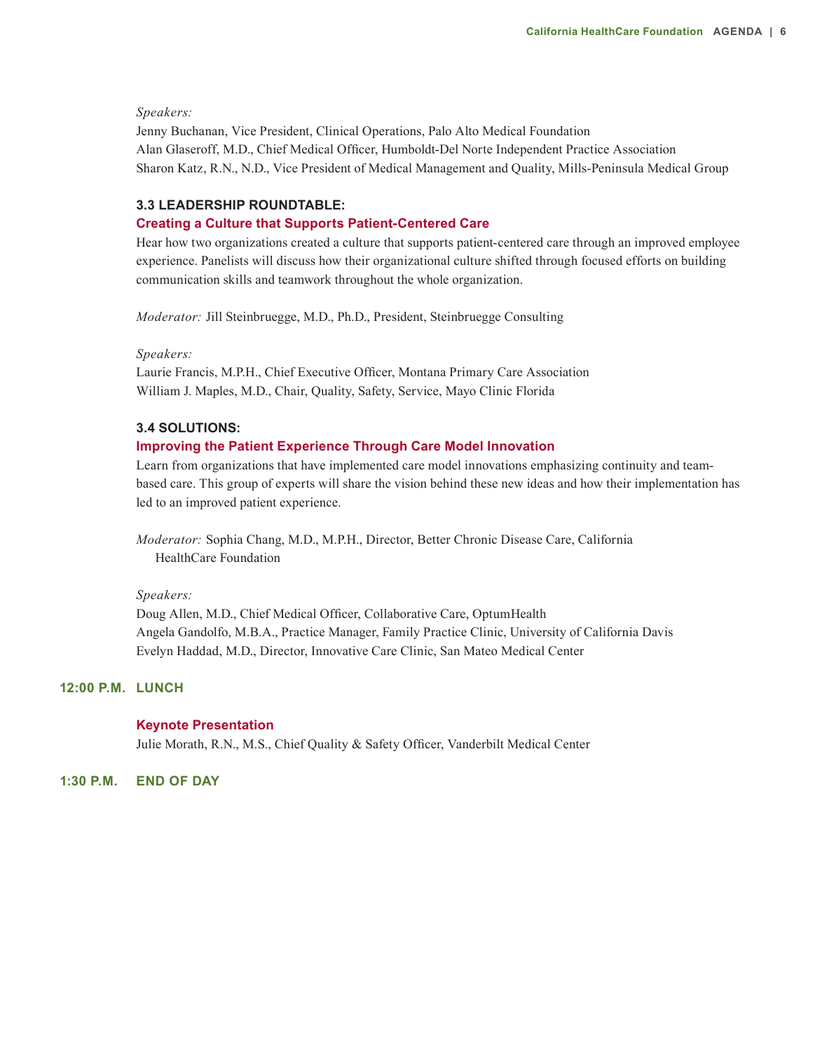*Speakers:*

Jenny Buchanan, Vice President, Clinical Operations, Palo Alto Medical Foundation
Alan Glaseroff, M.D., Chief Medical Officer, Humboldt-Del Norte Independent Practice Association
Sharon Katz, R.N., N.D., Vice President of Medical Management and Quality, Mills-Peninsula Medical Group

### 3.3 LEADERSHIP ROUNDTABLE:
### Creating a Culture that Supports Patient-Centered Care

Hear how two organizations created a culture that supports patient-centered care through an improved employee experience. Panelists will discuss how their organizational culture shifted through focused efforts on building communication skills and teamwork throughout the whole organization.

*Moderator:* Jill Steinbruegge, M.D., Ph.D., President, Steinbruegge Consulting

*Speakers:*

Laurie Francis, M.P.H., Chief Executive Officer, Montana Primary Care Association
William J. Maples, M.D., Chair, Quality, Safety, Service, Mayo Clinic Florida

### 3.4 SOLUTIONS:
### Improving the Patient Experience Through Care Model Innovation

Learn from organizations that have implemented care model innovations emphasizing continuity and team-based care. This group of experts will share the vision behind these new ideas and how their implementation has led to an improved patient experience.

*Moderator:* Sophia Chang, M.D., M.P.H., Director, Better Chronic Disease Care, California HealthCare Foundation

*Speakers:*

Doug Allen, M.D., Chief Medical Officer, Collaborative Care, OptumHealth
Angela Gandolfo, M.B.A., Practice Manager, Family Practice Clinic, University of California Davis
Evelyn Haddad, M.D., Director, Innovative Care Clinic, San Mateo Medical Center

## 12:00 P.M. LUNCH

### Keynote Presentation

Julie Morath, R.N., M.S., Chief Quality & Safety Officer, Vanderbilt Medical Center

## 1:30 P.M. END OF DAY